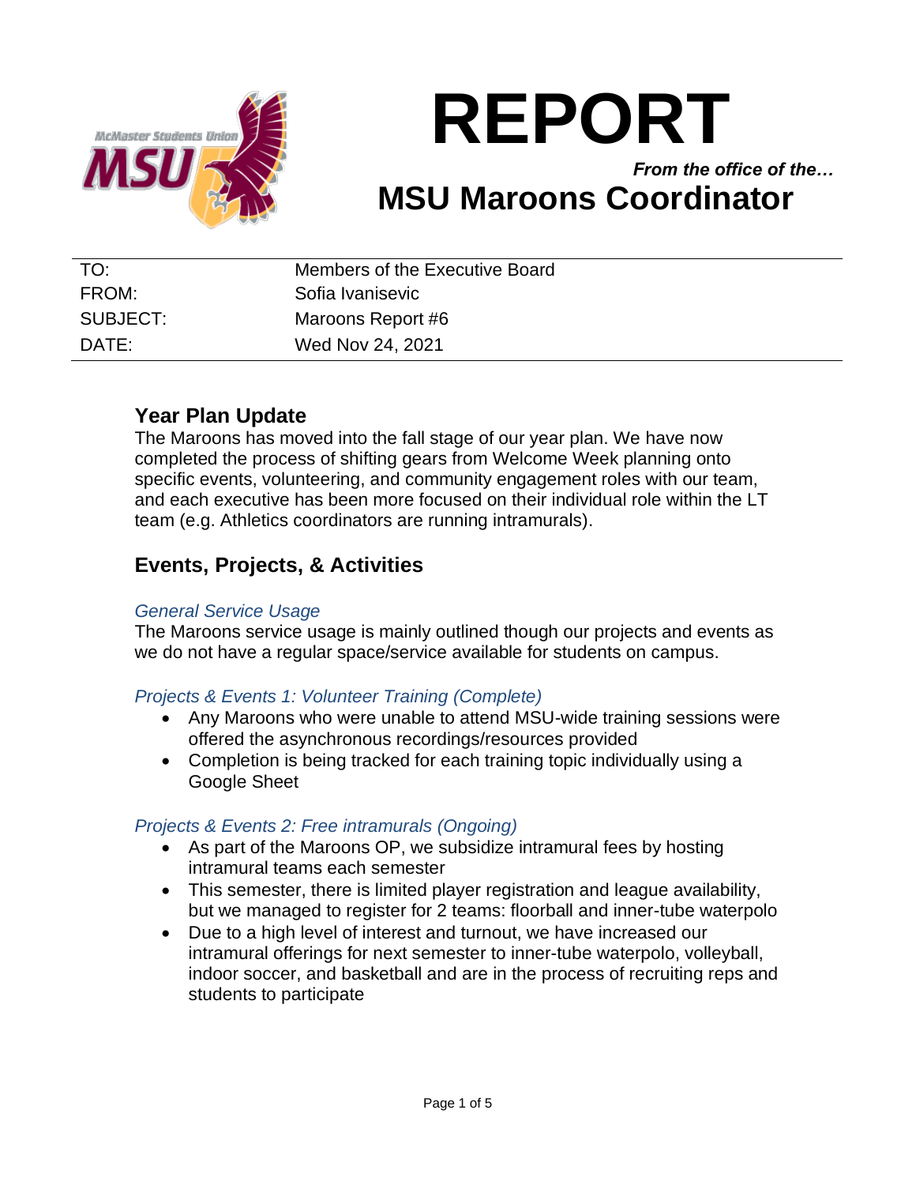# REPORT

***From the office of the…***

## MSU Maroons Coordinator

| | |
|---|---|
| TO: | Members of the Executive Board |
| FROM: | Sofia Ivanisevic |
| SUBJECT: | Maroons Report #6 |
| DATE: | Wed Nov 24, 2021 |

## Year Plan Update

The Maroons has moved into the fall stage of our year plan. We have now completed the process of shifting gears from Welcome Week planning onto specific events, volunteering, and community engagement roles with our team, and each executive has been more focused on their individual role within the LT team (e.g. Athletics coordinators are running intramurals).

## Events, Projects, & Activities

### *General Service Usage*

The Maroons service usage is mainly outlined though our projects and events as we do not have a regular space/service available for students on campus.

### *Projects & Events 1: Volunteer Training (Complete)*

- Any Maroons who were unable to attend MSU-wide training sessions were offered the asynchronous recordings/resources provided
- Completion is being tracked for each training topic individually using a Google Sheet

### *Projects & Events 2: Free intramurals (Ongoing)*

- As part of the Maroons OP, we subsidize intramural fees by hosting intramural teams each semester
- This semester, there is limited player registration and league availability, but we managed to register for 2 teams: floorball and inner-tube waterpolo
- Due to a high level of interest and turnout, we have increased our intramural offerings for next semester to inner-tube waterpolo, volleyball, indoor soccer, and basketball and are in the process of recruiting reps and students to participate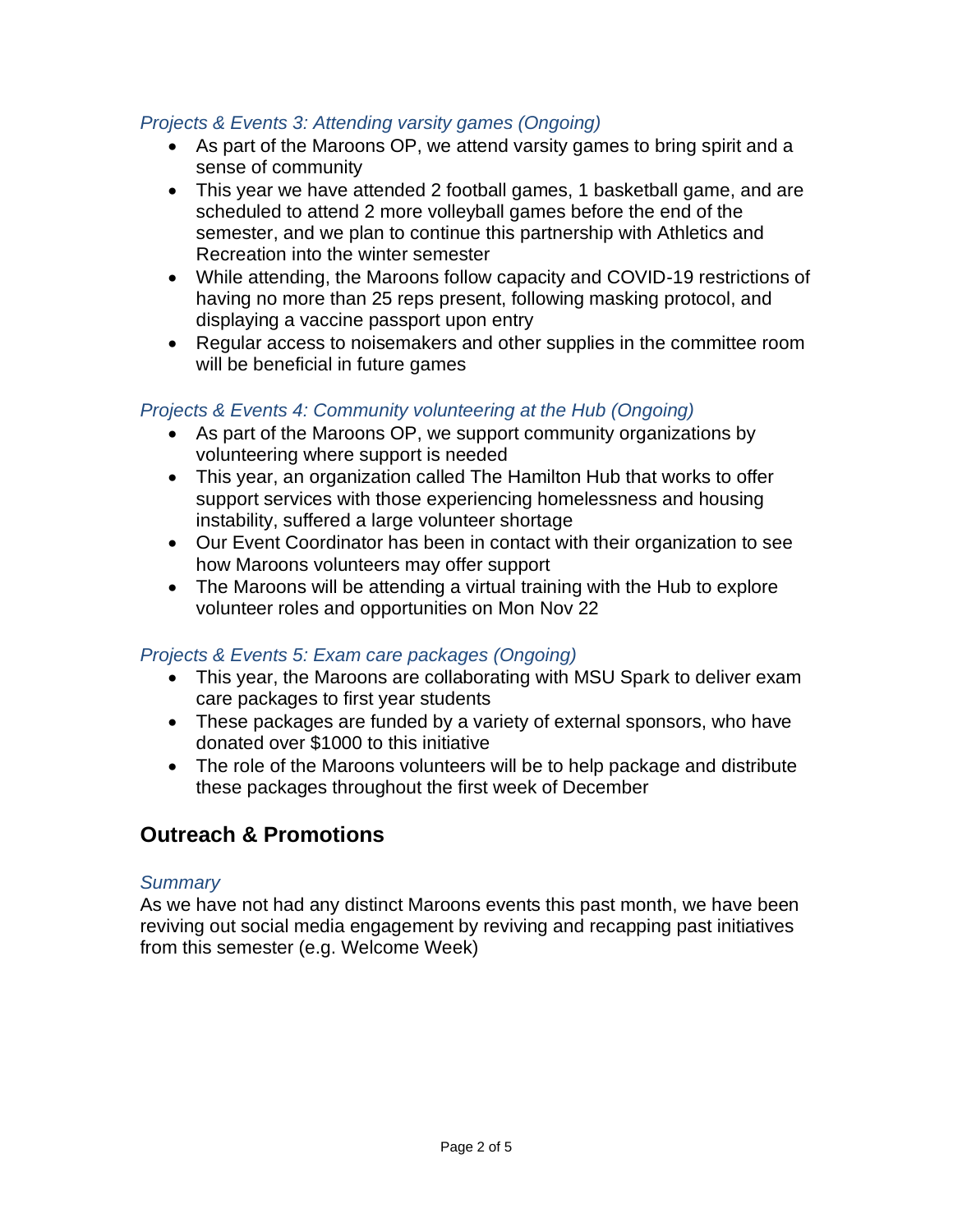### *Projects & Events 3: Attending varsity games (Ongoing)*

- As part of the Maroons OP, we attend varsity games to bring spirit and a sense of community
- This year we have attended 2 football games, 1 basketball game, and are scheduled to attend 2 more volleyball games before the end of the semester, and we plan to continue this partnership with Athletics and Recreation into the winter semester
- While attending, the Maroons follow capacity and COVID-19 restrictions of having no more than 25 reps present, following masking protocol, and displaying a vaccine passport upon entry
- Regular access to noisemakers and other supplies in the committee room will be beneficial in future games

### *Projects & Events 4: Community volunteering at the Hub (Ongoing)*

- As part of the Maroons OP, we support community organizations by volunteering where support is needed
- This year, an organization called The Hamilton Hub that works to offer support services with those experiencing homelessness and housing instability, suffered a large volunteer shortage
- Our Event Coordinator has been in contact with their organization to see how Maroons volunteers may offer support
- The Maroons will be attending a virtual training with the Hub to explore volunteer roles and opportunities on Mon Nov 22

### *Projects & Events 5: Exam care packages (Ongoing)*

- This year, the Maroons are collaborating with MSU Spark to deliver exam care packages to first year students
- These packages are funded by a variety of external sponsors, who have donated over $1000 to this initiative
- The role of the Maroons volunteers will be to help package and distribute these packages throughout the first week of December

## Outreach & Promotions

### *Summary*

As we have not had any distinct Maroons events this past month, we have been reviving out social media engagement by reviving and recapping past initiatives from this semester (e.g. Welcome Week)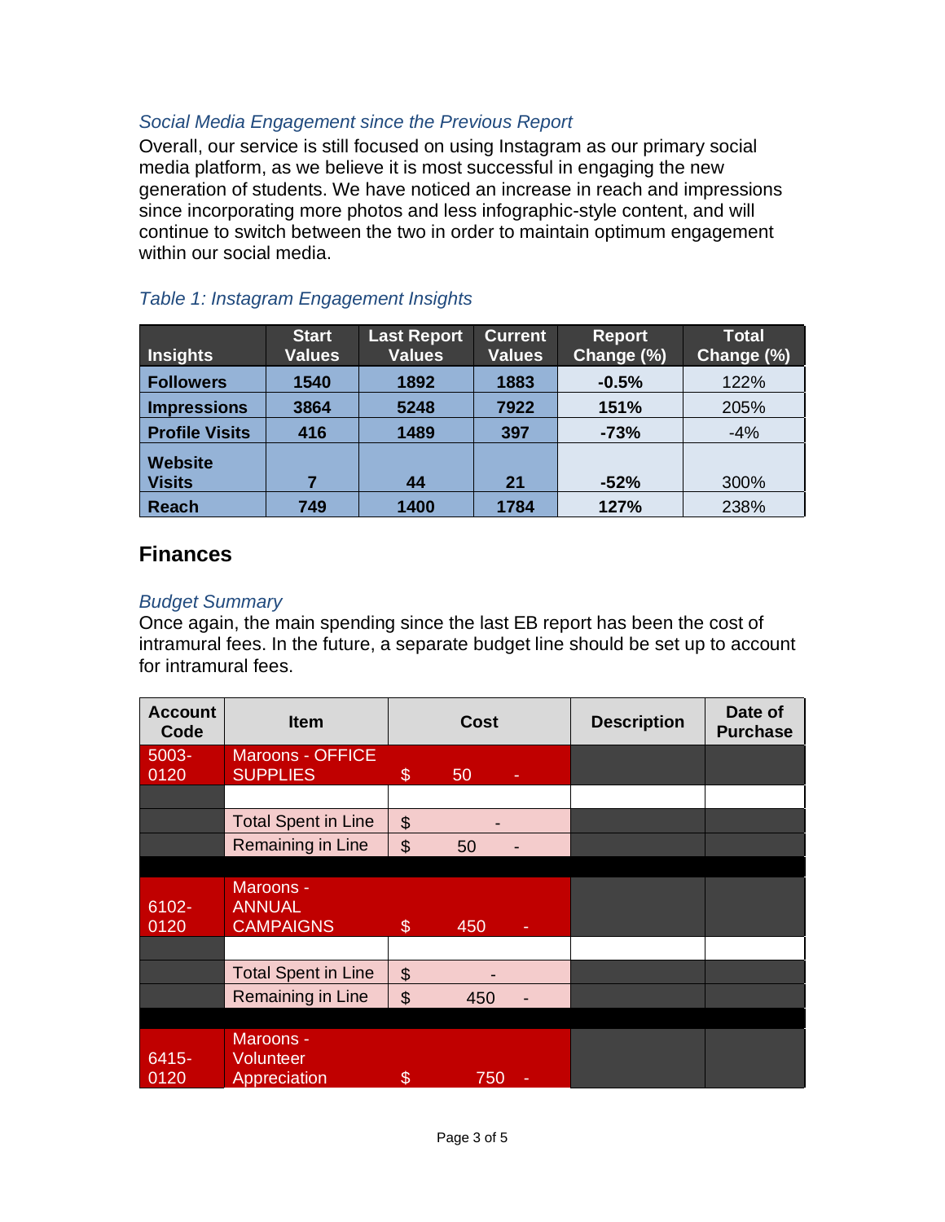*Social Media Engagement since the Previous Report*

Overall, our service is still focused on using Instagram as our primary social media platform, as we believe it is most successful in engaging the new generation of students. We have noticed an increase in reach and impressions since incorporating more photos and less infographic-style content, and will continue to switch between the two in order to maintain optimum engagement within our social media.

*Table 1: Instagram Engagement Insights*

| Insights | Start Values | Last Report Values | Current Values | Report Change (%) | Total Change (%) |
|---|---|---|---|---|---|
| **Followers** | **1540** | **1892** | **1883** | **-0.5%** | 122% |
| **Impressions** | **3864** | **5248** | **7922** | **151%** | 205% |
| **Profile Visits** | **416** | **1489** | **397** | **-73%** | -4% |
| **Website Visits** | **7** | **44** | **21** | **-52%** | 300% |
| **Reach** | **749** | **1400** | **1784** | **127%** | 238% |

## Finances

*Budget Summary*

Once again, the main spending since the last EB report has been the cost of intramural fees. In the future, a separate budget line should be set up to account for intramural fees.

| Account Code | Item | Cost | Description | Date of Purchase |
|---|---|---|---|---|
| 5003-0120 | Maroons - OFFICE SUPPLIES | $ 50 - | | |
| | | | | |
| | Total Spent in Line | $ - | | |
| | Remaining in Line | $ 50 - | | |
| | | | | |
| 6102-0120 | Maroons - ANNUAL CAMPAIGNS | $ 450 - | | |
| | | | | |
| | Total Spent in Line | $ - | | |
| | Remaining in Line | $ 450 - | | |
| | | | | |
| 6415-0120 | Maroons - Volunteer Appreciation | $ 750 - | | |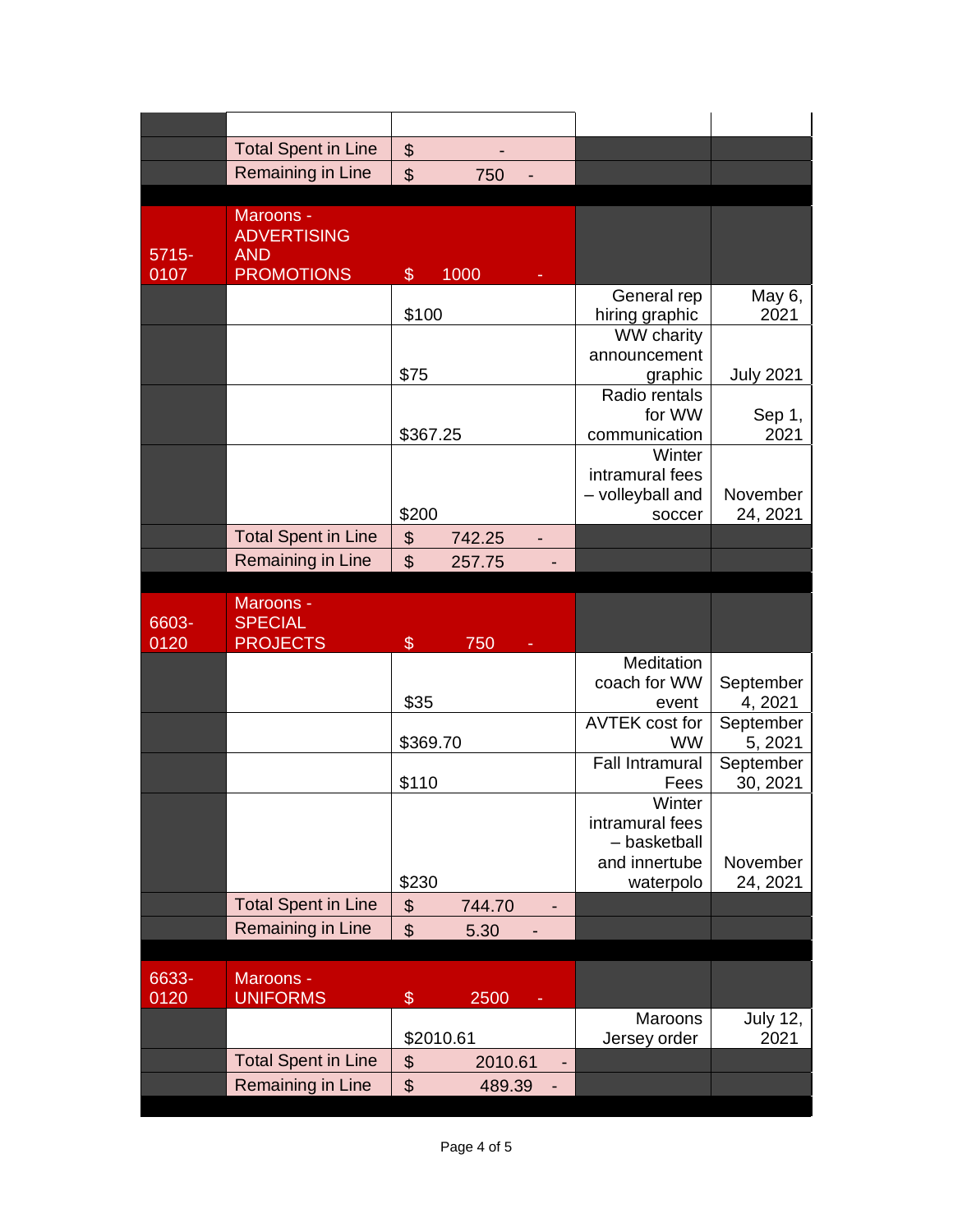| | | | | |
|---|---|---|---|---|
| | | | | |
| | Total Spent in Line | $ - | | |
| | Remaining in Line | $ 750 - | | |
| | | | | |
| 5715-0107 | Maroons - ADVERTISING AND PROMOTIONS | $ 1000 - | | |
| | | $100 | General rep hiring graphic | May 6, 2021 |
| | | $75 | WW charity announcement graphic | July 2021 |
| | | $367.25 | Radio rentals for WW communication | Sep 1, 2021 |
| | | $200 | Winter intramural fees – volleyball and soccer | November 24, 2021 |
| | Total Spent in Line | $ 742.25 - | | |
| | Remaining in Line | $ 257.75 - | | |
| | | | | |
| 6603-0120 | Maroons - SPECIAL PROJECTS | $ 750 - | | |
| | | $35 | Meditation coach for WW event | September 4, 2021 |
| | | $369.70 | AVTEK cost for WW | September 5, 2021 |
| | | $110 | Fall Intramural Fees | September 30, 2021 |
| | | $230 | Winter intramural fees – basketball and innertube waterpolo | November 24, 2021 |
| | Total Spent in Line | $ 744.70 - | | |
| | Remaining in Line | $ 5.30 - | | |
| | | | | |
| 6633-0120 | Maroons - UNIFORMS | $ 2500 - | | |
| | | $2010.61 | Maroons Jersey order | July 12, 2021 |
| | Total Spent in Line | $ 2010.61 - | | |
| | Remaining in Line | $ 489.39 - | | |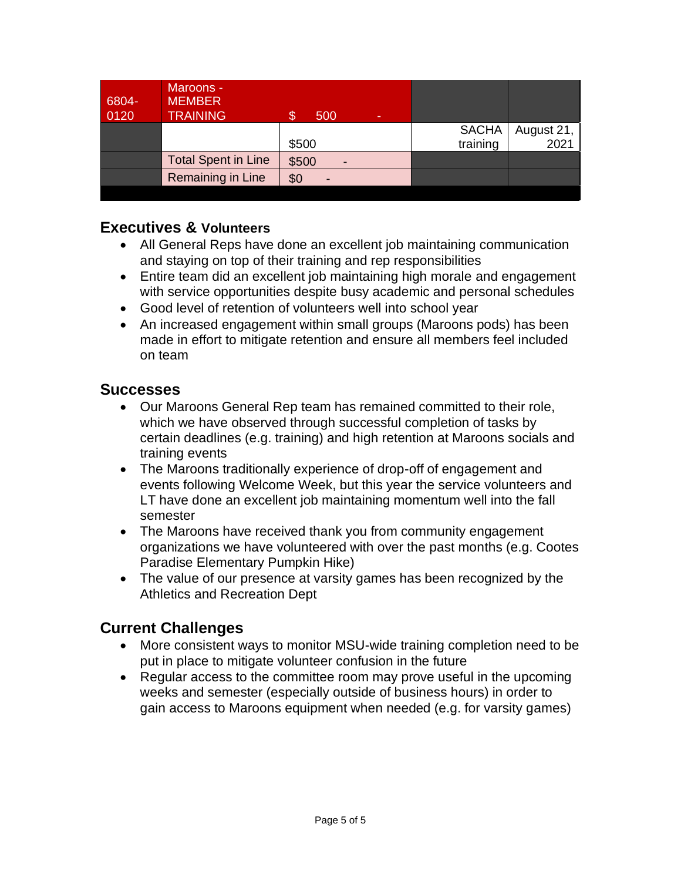| | | | | |
|---|---|---|---|---|
| 6804-0120 | Maroons - MEMBER TRAINING | $ 500 - | | |
| | | $500 | SACHA training | August 21, 2021 |
| | Total Spent in Line | $500 - | | |
| | Remaining in Line | $0 - | | |

## Executives & Volunteers

- All General Reps have done an excellent job maintaining communication and staying on top of their training and rep responsibilities
- Entire team did an excellent job maintaining high morale and engagement with service opportunities despite busy academic and personal schedules
- Good level of retention of volunteers well into school year
- An increased engagement within small groups (Maroons pods) has been made in effort to mitigate retention and ensure all members feel included on team

## Successes

- Our Maroons General Rep team has remained committed to their role, which we have observed through successful completion of tasks by certain deadlines (e.g. training) and high retention at Maroons socials and training events
- The Maroons traditionally experience of drop-off of engagement and events following Welcome Week, but this year the service volunteers and LT have done an excellent job maintaining momentum well into the fall semester
- The Maroons have received thank you from community engagement organizations we have volunteered with over the past months (e.g. Cootes Paradise Elementary Pumpkin Hike)
- The value of our presence at varsity games has been recognized by the Athletics and Recreation Dept

## Current Challenges

- More consistent ways to monitor MSU-wide training completion need to be put in place to mitigate volunteer confusion in the future
- Regular access to the committee room may prove useful in the upcoming weeks and semester (especially outside of business hours) in order to gain access to Maroons equipment when needed (e.g. for varsity games)